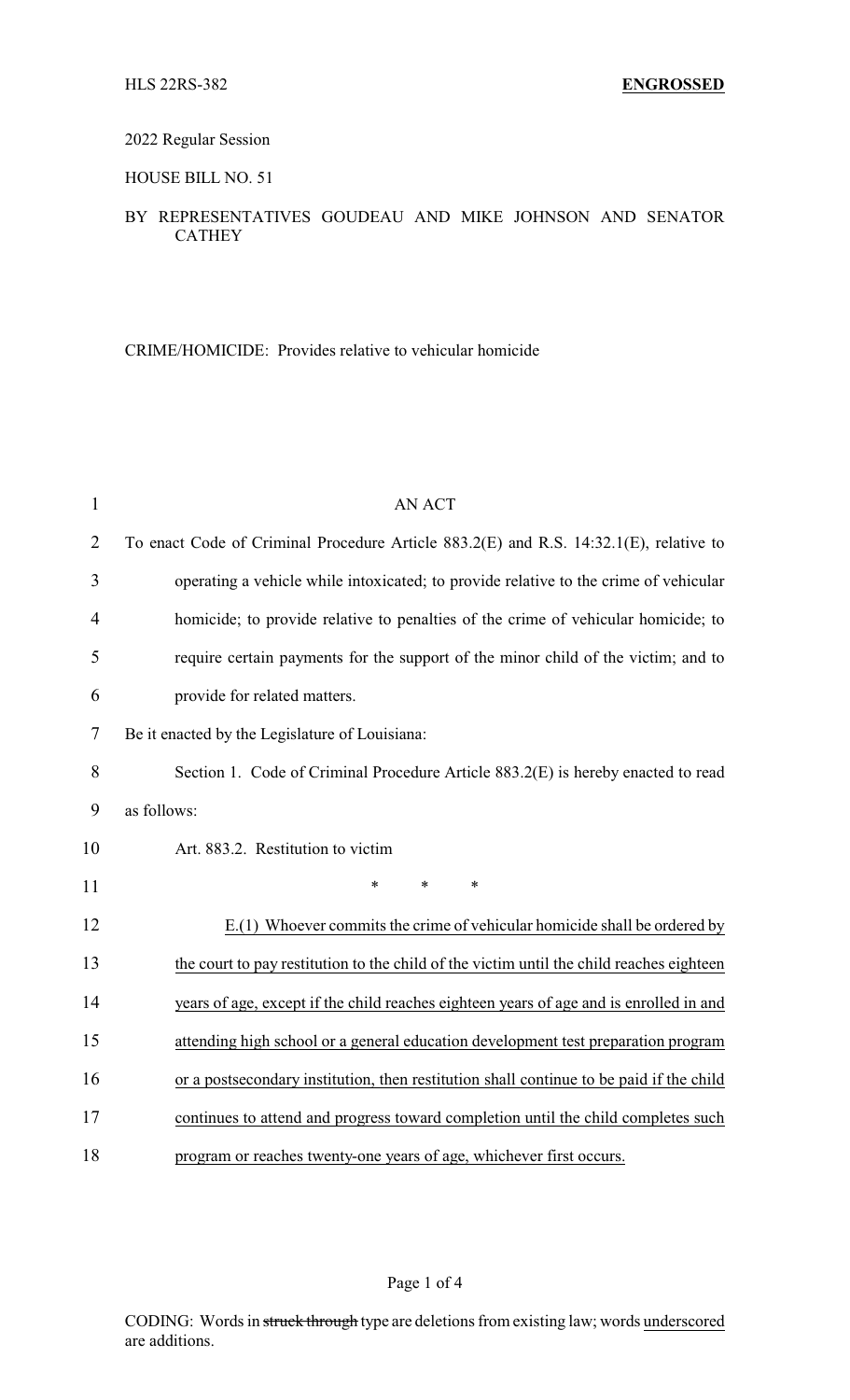HLS 22RS-382 **ENGROSSED**

2022 Regular Session

HOUSE BILL NO. 51

BY REPRESENTATIVES GOUDEAU AND MIKE JOHNSON AND SENATOR CATHEY

CRIME/HOMICIDE: Provides relative to vehicular homicide

AN ACT

To enact Code of Criminal Procedure Article 883.2(E) and R.S. 14:32.1(E), relative to operating a vehicle while intoxicated; to provide relative to the crime of vehicular homicide; to provide relative to penalties of the crime of vehicular homicide; to require certain payments for the support of the minor child of the victim; and to provide for related matters.

Be it enacted by the Legislature of Louisiana:

Section 1. Code of Criminal Procedure Article 883.2(E) is hereby enacted to read as follows:

Art. 883.2. Restitution to victim

\* \* \*

<u>E.(1) Whoever commits the crime of vehicular homicide shall be ordered by the court to pay restitution to the child of the victim until the child reaches eighteen years of age, except if the child reaches eighteen years of age and is enrolled in and attending high school or a general education development test preparation program or a postsecondary institution, then restitution shall continue to be paid if the child continues to attend and progress toward completion until the child completes such program or reaches twenty-one years of age, whichever first occurs.</u>

CODING: Words in ~~struck through~~ type are deletions from existing law; words <u>underscored</u> are additions.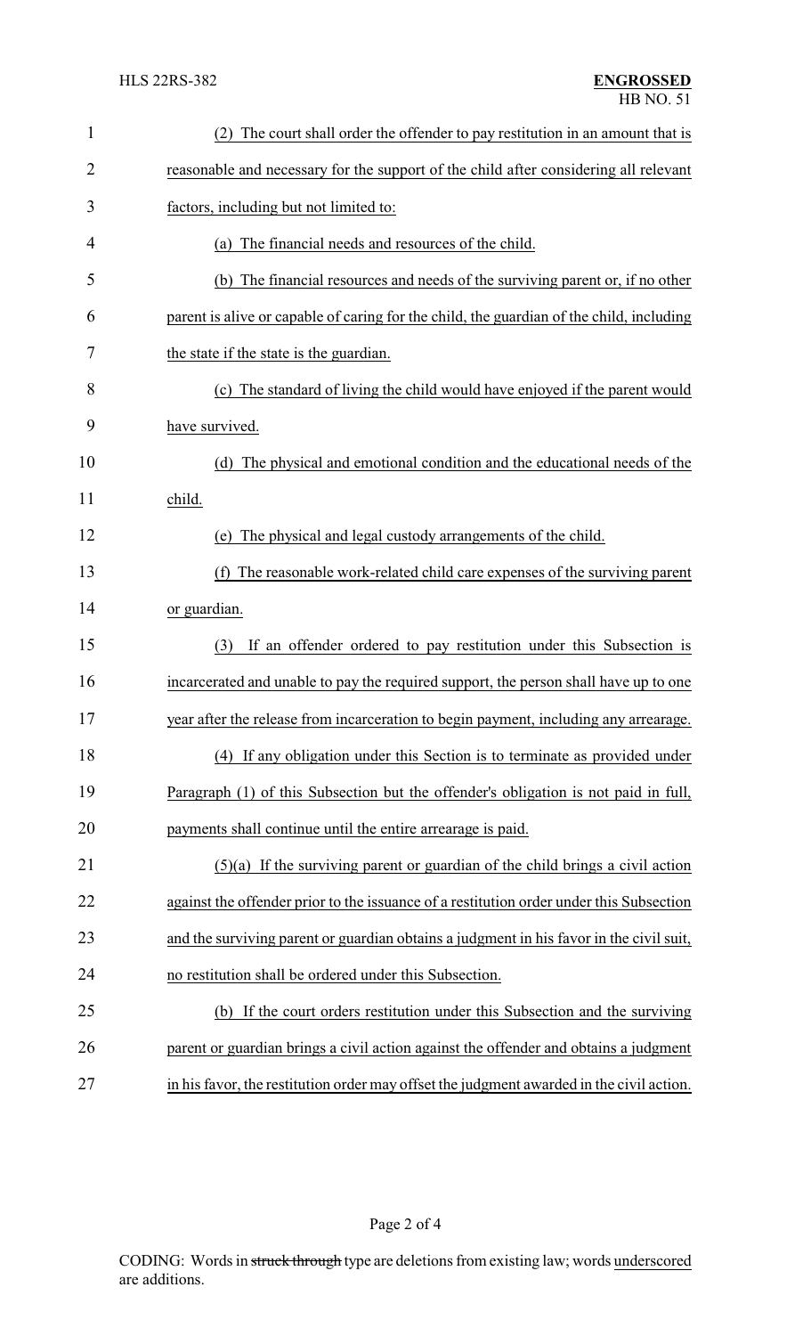(2) The court shall order the offender to pay restitution in an amount that is reasonable and necessary for the support of the child after considering all relevant factors, including but not limited to:

(a) The financial needs and resources of the child.

(b) The financial resources and needs of the surviving parent or, if no other parent is alive or capable of caring for the child, the guardian of the child, including the state if the state is the guardian.

(c) The standard of living the child would have enjoyed if the parent would have survived.

(d) The physical and emotional condition and the educational needs of the child.

(e) The physical and legal custody arrangements of the child.

(f) The reasonable work-related child care expenses of the surviving parent or guardian.

(3) If an offender ordered to pay restitution under this Subsection is incarcerated and unable to pay the required support, the person shall have up to one year after the release from incarceration to begin payment, including any arrearage.

(4) If any obligation under this Section is to terminate as provided under Paragraph (1) of this Subsection but the offender's obligation is not paid in full, payments shall continue until the entire arrearage is paid.

(5)(a) If the surviving parent or guardian of the child brings a civil action against the offender prior to the issuance of a restitution order under this Subsection and the surviving parent or guardian obtains a judgment in his favor in the civil suit, no restitution shall be ordered under this Subsection.

(b) If the court orders restitution under this Subsection and the surviving parent or guardian brings a civil action against the offender and obtains a judgment in his favor, the restitution order may offset the judgment awarded in the civil action.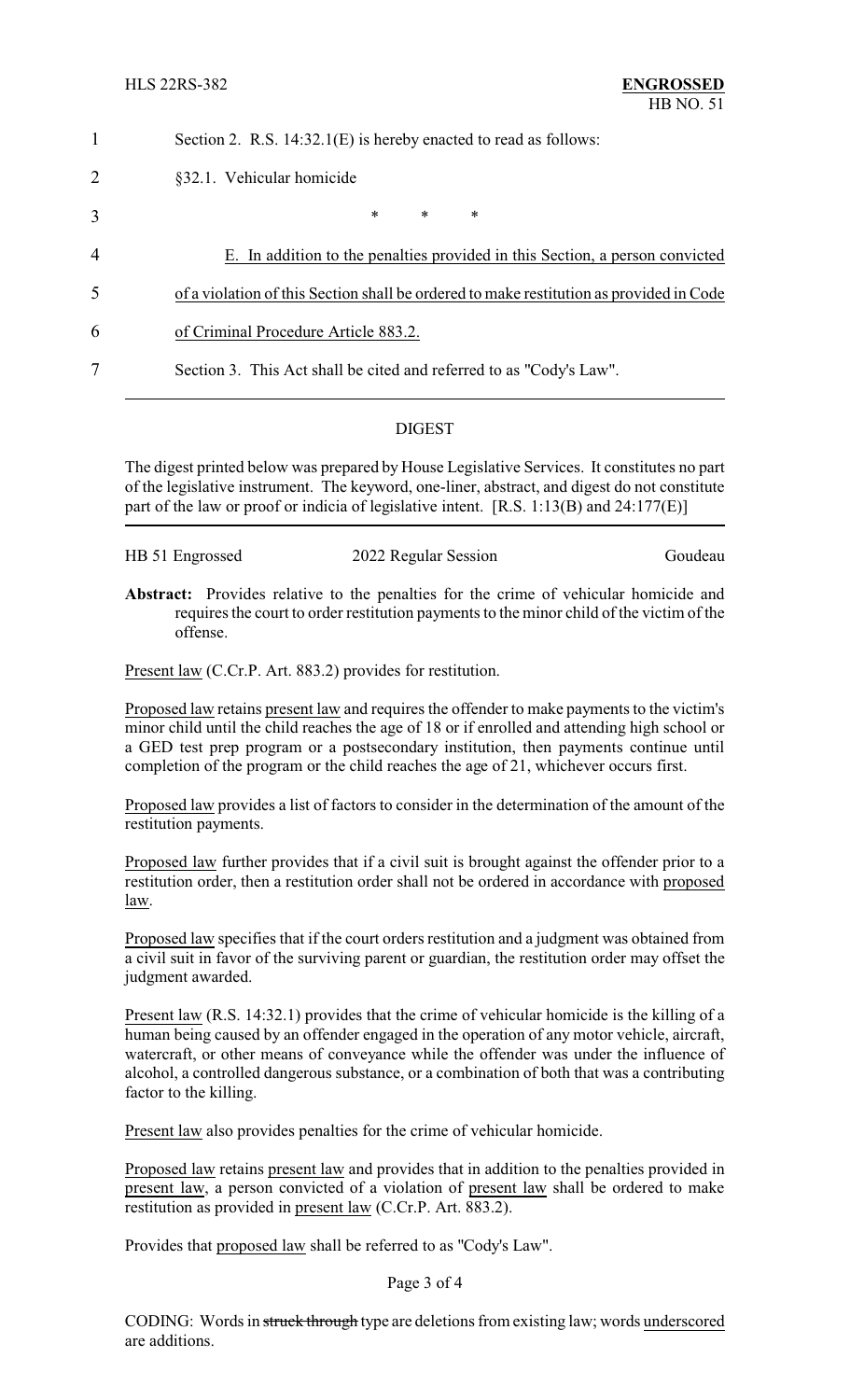1 Section 2. R.S. 14:32.1(E) is hereby enacted to read as follows:

2 §32.1. Vehicular homicide

3 * * *

4 E. In addition to the penalties provided in this Section, a person convicted

5 of a violation of this Section shall be ordered to make restitution as provided in Code

6 of Criminal Procedure Article 883.2.

7 Section 3. This Act shall be cited and referred to as "Cody's Law".

---

## DIGEST

The digest printed below was prepared by House Legislative Services. It constitutes no part of the legislative instrument. The keyword, one-liner, abstract, and digest do not constitute part of the law or proof or indicia of legislative intent. [R.S. 1:13(B) and 24:177(E)]

---

HB 51 Engrossed    2022 Regular Session    Goudeau

**Abstract:** Provides relative to the penalties for the crime of vehicular homicide and requires the court to order restitution payments to the minor child of the victim of the offense.

Present law (C.Cr.P. Art. 883.2) provides for restitution.

Proposed law retains present law and requires the offender to make payments to the victim's minor child until the child reaches the age of 18 or if enrolled and attending high school or a GED test prep program or a postsecondary institution, then payments continue until completion of the program or the child reaches the age of 21, whichever occurs first.

Proposed law provides a list of factors to consider in the determination of the amount of the restitution payments.

Proposed law further provides that if a civil suit is brought against the offender prior to a restitution order, then a restitution order shall not be ordered in accordance with proposed law.

Proposed law specifies that if the court orders restitution and a judgment was obtained from a civil suit in favor of the surviving parent or guardian, the restitution order may offset the judgment awarded.

Present law (R.S. 14:32.1) provides that the crime of vehicular homicide is the killing of a human being caused by an offender engaged in the operation of any motor vehicle, aircraft, watercraft, or other means of conveyance while the offender was under the influence of alcohol, a controlled dangerous substance, or a combination of both that was a contributing factor to the killing.

Present law also provides penalties for the crime of vehicular homicide.

Proposed law retains present law and provides that in addition to the penalties provided in present law, a person convicted of a violation of present law shall be ordered to make restitution as provided in present law (C.Cr.P. Art. 883.2).

Provides that proposed law shall be referred to as "Cody's Law".

CODING: Words in ~~struck through~~ type are deletions from existing law; words underscored are additions.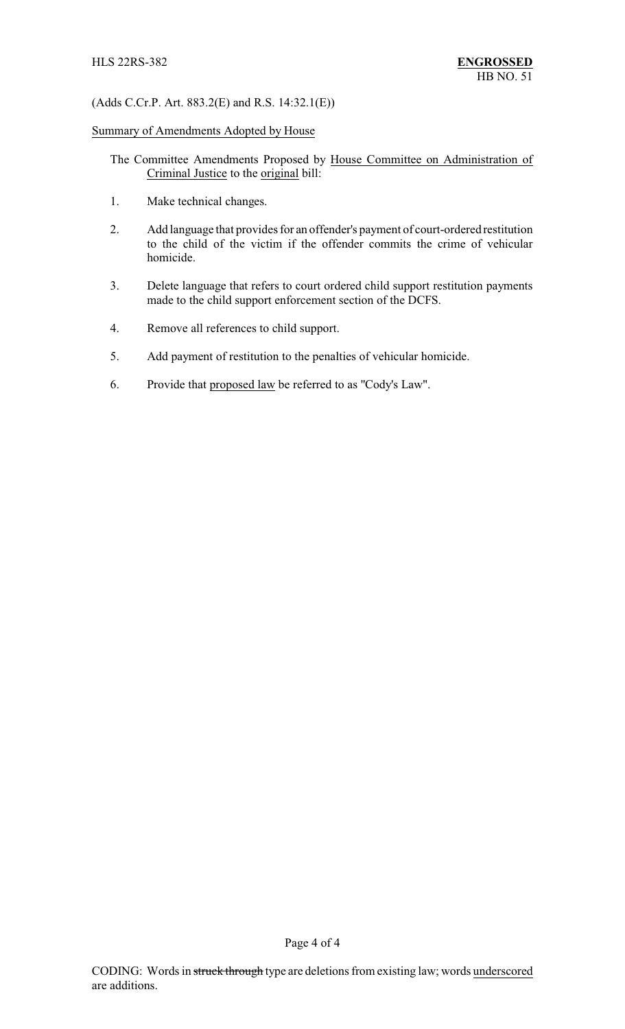(Adds C.Cr.P. Art. 883.2(E) and R.S. 14:32.1(E))

Summary of Amendments Adopted by House

The Committee Amendments Proposed by House Committee on Administration of Criminal Justice to the original bill:

1. Make technical changes.
2. Add language that provides for an offender's payment of court-ordered restitution to the child of the victim if the offender commits the crime of vehicular homicide.
3. Delete language that refers to court ordered child support restitution payments made to the child support enforcement section of the DCFS.
4. Remove all references to child support.
5. Add payment of restitution to the penalties of vehicular homicide.
6. Provide that proposed law be referred to as "Cody's Law".